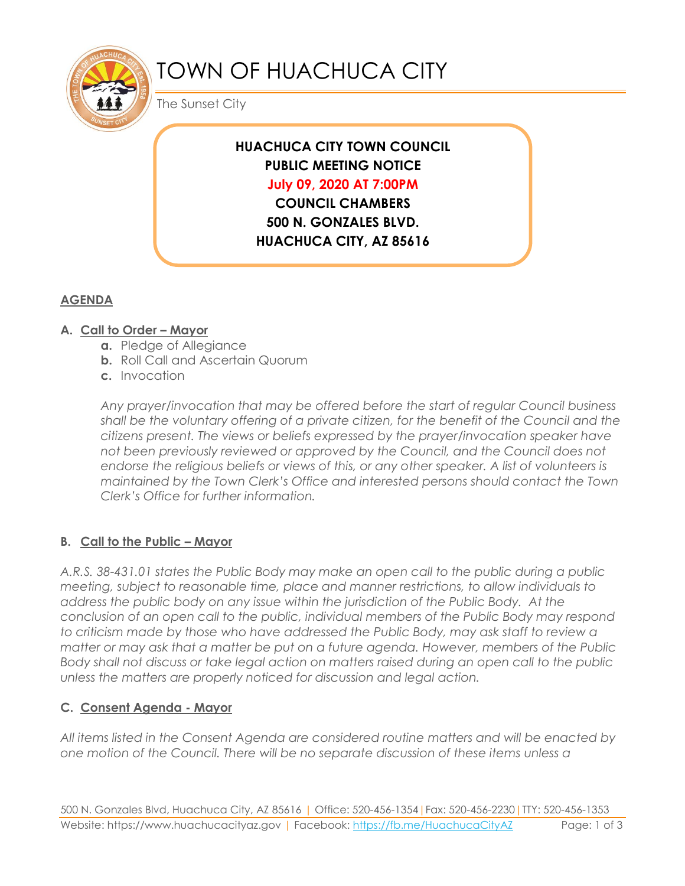# TOWN OF HUACHUCA CITY

The Sunset City

**HUACHUCA CITY TOWN COUNCIL**
**PUBLIC MEETING NOTICE**
**July 09, 2020 AT 7:00PM**
**COUNCIL CHAMBERS**
**500 N. GONZALES BLVD.**
**HUACHUCA CITY, AZ 85616**

## AGENDA

### A. Call to Order – Mayor

- **a.** Pledge of Allegiance
- **b.** Roll Call and Ascertain Quorum
- **c.** Invocation

*Any prayer/invocation that may be offered before the start of regular Council business shall be the voluntary offering of a private citizen, for the benefit of the Council and the citizens present. The views or beliefs expressed by the prayer/invocation speaker have not been previously reviewed or approved by the Council, and the Council does not endorse the religious beliefs or views of this, or any other speaker. A list of volunteers is maintained by the Town Clerk's Office and interested persons should contact the Town Clerk's Office for further information.*

### B. Call to the Public – Mayor

*A.R.S. 38-431.01 states the Public Body may make an open call to the public during a public meeting, subject to reasonable time, place and manner restrictions, to allow individuals to address the public body on any issue within the jurisdiction of the Public Body. At the conclusion of an open call to the public, individual members of the Public Body may respond to criticism made by those who have addressed the Public Body, may ask staff to review a matter or may ask that a matter be put on a future agenda. However, members of the Public Body shall not discuss or take legal action on matters raised during an open call to the public unless the matters are properly noticed for discussion and legal action.*

### C. Consent Agenda - Mayor

*All items listed in the Consent Agenda are considered routine matters and will be enacted by one motion of the Council. There will be no separate discussion of these items unless a*

500 N. Gonzales Blvd, Huachuca City, AZ 85616 | Office: 520-456-1354 | Fax: 520-456-2230 | TTY: 520-456-1353
Website: https://www.huachucacityaz.gov | Facebook: https://fb.me/HuachucaCityAZ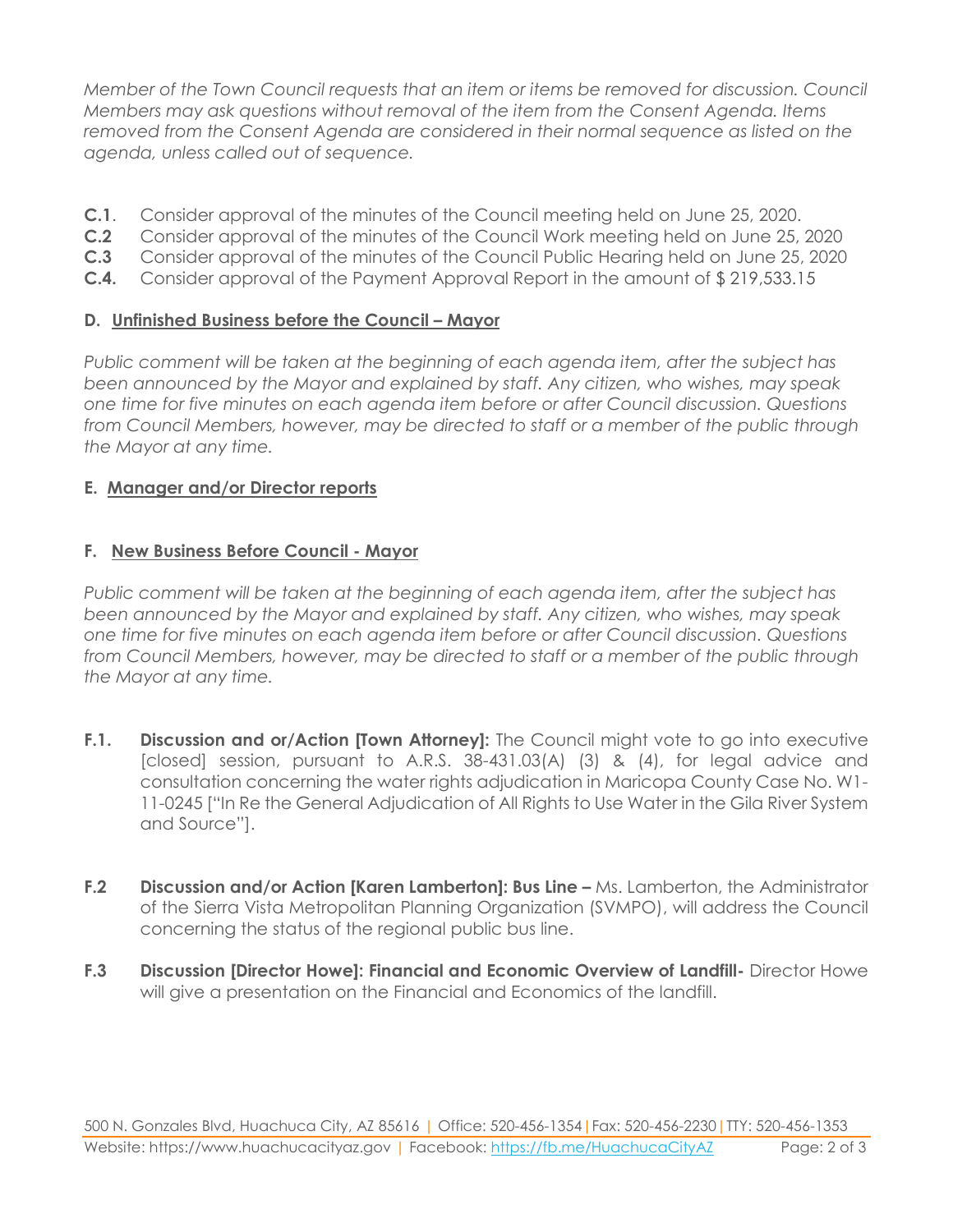*Member of the Town Council requests that an item or items be removed for discussion. Council Members may ask questions without removal of the item from the Consent Agenda. Items removed from the Consent Agenda are considered in their normal sequence as listed on the agenda, unless called out of sequence.*

**C.1**. Consider approval of the minutes of the Council meeting held on June 25, 2020.
**C.2** Consider approval of the minutes of the Council Work meeting held on June 25, 2020
**C.3** Consider approval of the minutes of the Council Public Hearing held on June 25, 2020
**C.4.** Consider approval of the Payment Approval Report in the amount of $ 219,533.15

### D. Unfinished Business before the Council – Mayor

*Public comment will be taken at the beginning of each agenda item, after the subject has been announced by the Mayor and explained by staff. Any citizen, who wishes, may speak one time for five minutes on each agenda item before or after Council discussion. Questions from Council Members, however, may be directed to staff or a member of the public through the Mayor at any time.*

### E. Manager and/or Director reports

### F. New Business Before Council - Mayor

*Public comment will be taken at the beginning of each agenda item, after the subject has been announced by the Mayor and explained by staff. Any citizen, who wishes, may speak one time for five minutes on each agenda item before or after Council discussion. Questions from Council Members, however, may be directed to staff or a member of the public through the Mayor at any time.*

**F.1. Discussion and or/Action [Town Attorney]:** The Council might vote to go into executive [closed] session, pursuant to A.R.S. 38-431.03(A) (3) & (4), for legal advice and consultation concerning the water rights adjudication in Maricopa County Case No. W1-11-0245 ["In Re the General Adjudication of All Rights to Use Water in the Gila River System and Source"].

**F.2 Discussion and/or Action [Karen Lamberton]: Bus Line –** Ms. Lamberton, the Administrator of the Sierra Vista Metropolitan Planning Organization (SVMPO), will address the Council concerning the status of the regional public bus line.

**F.3 Discussion [Director Howe]: Financial and Economic Overview of Landfill-** Director Howe will give a presentation on the Financial and Economics of the landfill.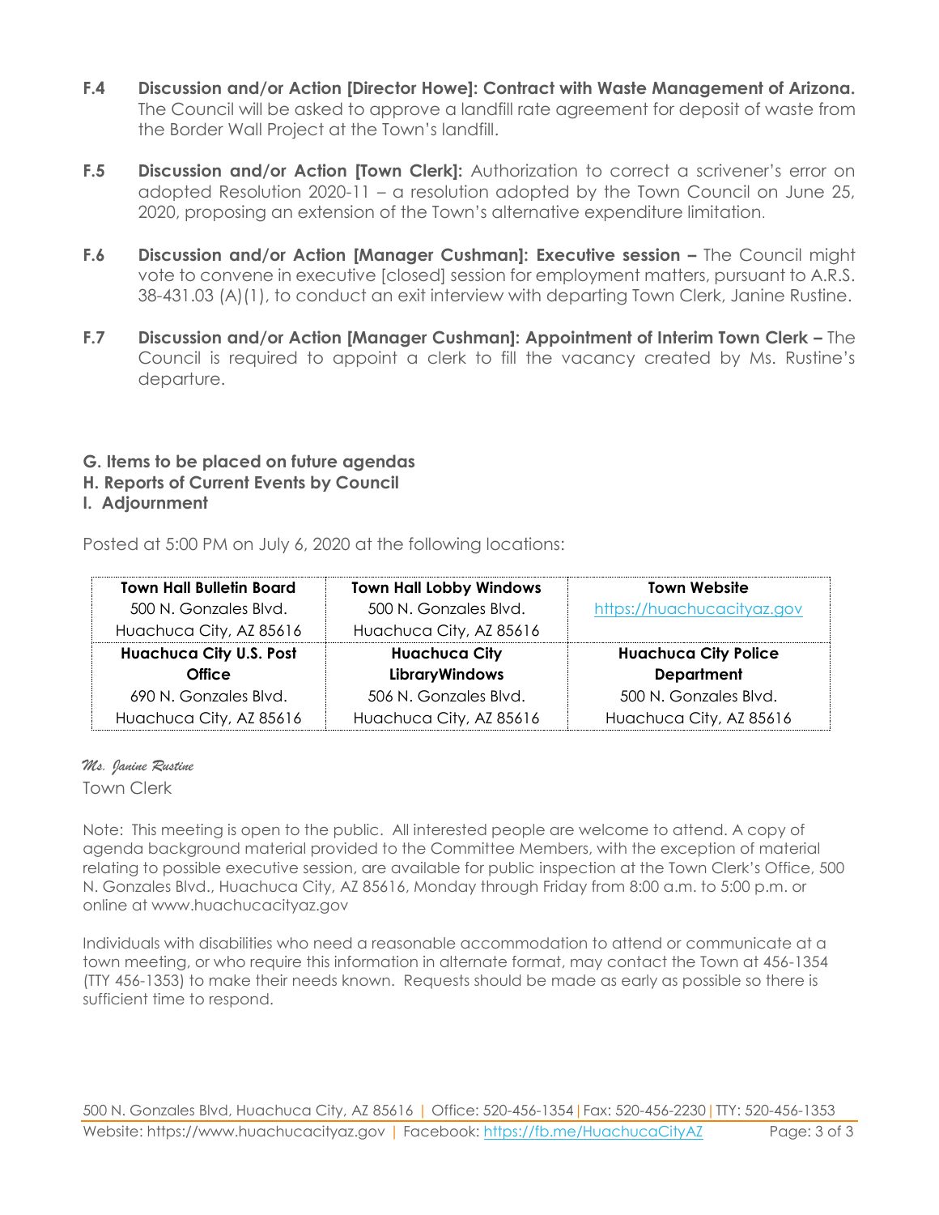**F.4 Discussion and/or Action [Director Howe]: Contract with Waste Management of Arizona.** The Council will be asked to approve a landfill rate agreement for deposit of waste from the Border Wall Project at the Town's landfill.

**F.5 Discussion and/or Action [Town Clerk]:** Authorization to correct a scrivener's error on adopted Resolution 2020-11 – a resolution adopted by the Town Council on June 25, 2020, proposing an extension of the Town's alternative expenditure limitation.

**F.6 Discussion and/or Action [Manager Cushman]: Executive session –** The Council might vote to convene in executive [closed] session for employment matters, pursuant to A.R.S. 38-431.03 (A)(1), to conduct an exit interview with departing Town Clerk, Janine Rustine.

**F.7 Discussion and/or Action [Manager Cushman]: Appointment of Interim Town Clerk –** The Council is required to appoint a clerk to fill the vacancy created by Ms. Rustine's departure.

**G. Items to be placed on future agendas**

**H. Reports of Current Events by Council**

**I. Adjournment**

Posted at 5:00 PM on July 6, 2020 at the following locations:

| | | |
|---|---|---|
| **Town Hall Bulletin Board**<br>500 N. Gonzales Blvd.<br>Huachuca City, AZ 85616 | **Town Hall Lobby Windows**<br>500 N. Gonzales Blvd.<br>Huachuca City, AZ 85616 | **Town Website**<br>https://huachucacityaz.gov |
| **Huachuca City U.S. Post Office**<br>690 N. Gonzales Blvd.<br>Huachuca City, AZ 85616 | **Huachuca City LibraryWindows**<br>506 N. Gonzales Blvd.<br>Huachuca City, AZ 85616 | **Huachuca City Police Department**<br>500 N. Gonzales Blvd.<br>Huachuca City, AZ 85616 |

*Ms. Janine Rustine*
Town Clerk

Note: This meeting is open to the public. All interested people are welcome to attend. A copy of agenda background material provided to the Committee Members, with the exception of material relating to possible executive session, are available for public inspection at the Town Clerk's Office, 500 N. Gonzales Blvd., Huachuca City, AZ 85616, Monday through Friday from 8:00 a.m. to 5:00 p.m. or online at www.huachucacityaz.gov

Individuals with disabilities who need a reasonable accommodation to attend or communicate at a town meeting, or who require this information in alternate format, may contact the Town at 456-1354 (TTY 456-1353) to make their needs known. Requests should be made as early as possible so there is sufficient time to respond.